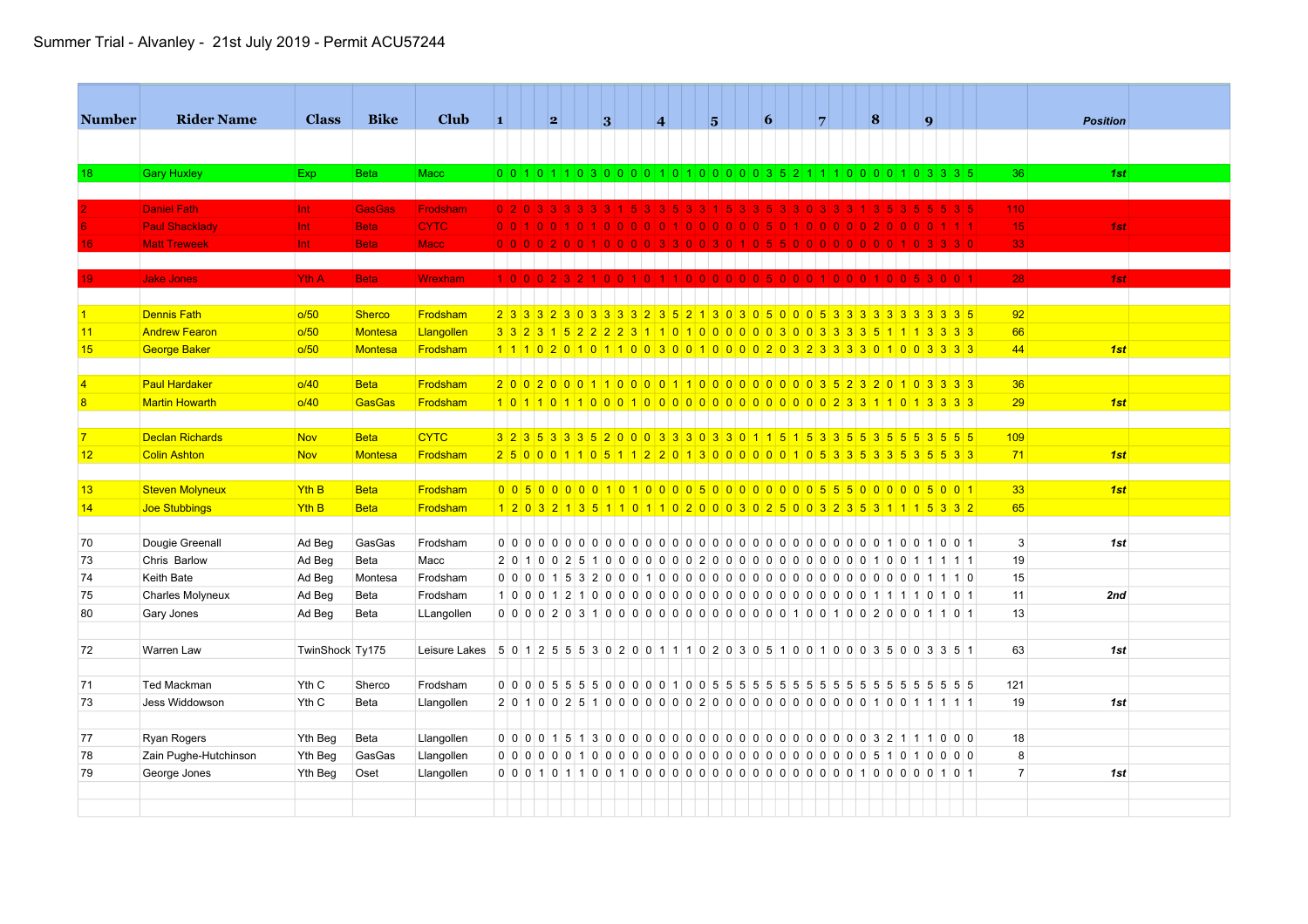Summer Trial - Alvanley - 21st July 2019 - Permit ACU57244

| Number | Rider Name | Class | Bike | Club | 1 | | | | 2 | | | | 3 | | | | 4 | | | | 5 | | | | 6 | | | | 7 | | | | 8 | | | | 9 | | | | | Position |
|---|---|---|---|---|---|---|---|---|---|---|---|---|---|---|---|---|---|---|---|---|---|---|---|---|---|---|---|---|---|---|---|---|---|---|---|---|---|---|---|---|---|---|
| 18 | Gary Huxley | Exp | Beta | Macc | 0 | 0 | 1 | 0 | 1 | 1 | 0 | 3 | 0 | 0 | 0 | 0 | 1 | 0 | 1 | 0 | 0 | 0 | 0 | 0 | 3 | 5 | 2 | 1 | 1 | 1 | 0 | 0 | 0 | 0 | 1 | 0 | 3 | 3 | 3 | 5 | 36 | 1st |
| 2 | Daniel Fath | Int | GasGas | Frodsham | 0 | 2 | 0 | 3 | 3 | 3 | 3 | 3 | 3 | 1 | 5 | 3 | 3 | 5 | 3 | 3 | 1 | 5 | 3 | 3 | 5 | 3 | 3 | 0 | 3 | 3 | 3 | 1 | 3 | 5 | 3 | 5 | 5 | 5 | 3 | 5 | 110 | |
| 8 | Paul Shacklady | Int | Beta | CYTC | 0 | 0 | 1 | 0 | 0 | 1 | 0 | 1 | 0 | 0 | 0 | 0 | 0 | 1 | 0 | 0 | 0 | 0 | 0 | 5 | 0 | 1 | 0 | 0 | 0 | 0 | 0 | 2 | 0 | 0 | 0 | 0 | 0 | 1 | 1 | 1 | 15 | 1st |
| 16 | Matt Treweek | Int | Beta | Macc | 0 | 0 | 0 | 0 | 2 | 0 | 0 | 1 | 0 | 0 | 0 | 0 | 3 | 3 | 0 | 0 | 3 | 0 | 1 | 0 | 5 | 5 | 0 | 0 | 0 | 0 | 0 | 0 | 0 | 0 | 1 | 0 | 3 | 3 | 3 | 0 | 33 | |
| 19 | Jake Jones | Yth A | Beta | Wrexham | 1 | 0 | 0 | 0 | 2 | 3 | 2 | 1 | 0 | 0 | 1 | 0 | 1 | 1 | 0 | 0 | 0 | 0 | 0 | 0 | 5 | 0 | 0 | 0 | 1 | 0 | 0 | 0 | 1 | 0 | 0 | 5 | 3 | 0 | 0 | 1 | 28 | 1st |
| 1 | Dennis Fath | o/50 | Sherco | Frodsham | 2 | 3 | 3 | 3 | 2 | 3 | 0 | 3 | 3 | 3 | 3 | 2 | 3 | 5 | 2 | 1 | 3 | 0 | 3 | 0 | 5 | 0 | 0 | 0 | 5 | 3 | 3 | 3 | 3 | 3 | 3 | 3 | 3 | 3 | 3 | 5 | 92 | |
| 11 | Andrew Fearon | o/50 | Montesa | Llangollen | 3 | 3 | 2 | 3 | 1 | 5 | 2 | 2 | 2 | 2 | 3 | 1 | 1 | 0 | 1 | 0 | 0 | 0 | 0 | 0 | 0 | 3 | 0 | 0 | 3 | 3 | 3 | 3 | 5 | 1 | 1 | 1 | 3 | 3 | 3 | 3 | 66 | |
| 15 | George Baker | o/50 | Montesa | Frodsham | 1 | 1 | 1 | 0 | 2 | 0 | 1 | 0 | 1 | 1 | 0 | 0 | 3 | 0 | 0 | 1 | 0 | 0 | 0 | 0 | 2 | 0 | 3 | 2 | 3 | 3 | 3 | 3 | 0 | 1 | 0 | 0 | 3 | 3 | 3 | 3 | 44 | 1st |
| 4 | Paul Hardaker | o/40 | Beta | Frodsham | 2 | 0 | 0 | 2 | 0 | 0 | 0 | 1 | 1 | 0 | 0 | 0 | 0 | 1 | 1 | 0 | 0 | 0 | 0 | 0 | 0 | 0 | 0 | 0 | 3 | 5 | 2 | 3 | 2 | 0 | 1 | 0 | 3 | 3 | 3 | 3 | 36 | |
| 8 | Martin Howarth | o/40 | GasGas | Frodsham | 1 | 0 | 1 | 1 | 0 | 1 | 1 | 0 | 0 | 0 | 1 | 0 | 0 | 0 | 0 | 0 | 0 | 0 | 0 | 0 | 0 | 0 | 0 | 0 | 0 | 2 | 3 | 3 | 1 | 1 | 0 | 1 | 3 | 3 | 3 | 3 | 29 | 1st |
| 7 | Declan Richards | Nov | Beta | CYTC | 3 | 2 | 3 | 5 | 3 | 3 | 3 | 5 | 2 | 0 | 0 | 0 | 3 | 3 | 3 | 0 | 3 | 3 | 0 | 1 | 1 | 5 | 1 | 5 | 3 | 3 | 5 | 5 | 3 | 5 | 5 | 5 | 3 | 5 | 5 | 5 | 109 | |
| 12 | Colin Ashton | Nov | Montesa | Frodsham | 2 | 5 | 0 | 0 | 0 | 1 | 1 | 0 | 5 | 1 | 1 | 2 | 2 | 0 | 1 | 3 | 0 | 0 | 0 | 0 | 0 | 0 | 1 | 0 | 5 | 3 | 3 | 5 | 3 | 3 | 5 | 3 | 5 | 5 | 3 | 3 | 71 | 1st |
| 13 | Steven Molyneux | Yth B | Beta | Frodsham | 0 | 0 | 5 | 0 | 0 | 0 | 0 | 0 | 1 | 0 | 1 | 0 | 0 | 0 | 0 | 5 | 0 | 0 | 0 | 0 | 0 | 0 | 0 | 0 | 5 | 5 | 5 | 0 | 0 | 0 | 0 | 0 | 5 | 0 | 0 | 1 | 33 | 1st |
| 14 | Joe Stubbings | Yth B | Beta | Frodsham | 1 | 2 | 0 | 3 | 2 | 1 | 3 | 5 | 1 | 1 | 0 | 1 | 1 | 0 | 2 | 0 | 0 | 0 | 3 | 0 | 2 | 5 | 0 | 0 | 3 | 2 | 3 | 5 | 3 | 1 | 1 | 1 | 5 | 3 | 3 | 2 | 65 | |
| 70 | Dougie Greenall | Ad Beg | GasGas | Frodsham | 0 | 0 | 0 | 0 | 0 | 0 | 0 | 0 | 0 | 0 | 0 | 0 | 0 | 0 | 0 | 0 | 0 | 0 | 0 | 0 | 0 | 0 | 0 | 0 | 0 | 0 | 0 | 0 | 0 | 1 | 0 | 0 | 1 | 0 | 0 | 1 | 3 | 1st |
| 73 | Chris Barlow | Ad Beg | Beta | Macc | 2 | 0 | 1 | 0 | 0 | 2 | 5 | 1 | 0 | 0 | 0 | 0 | 0 | 0 | 0 | 2 | 0 | 0 | 0 | 0 | 0 | 0 | 0 | 0 | 0 | 0 | 0 | 0 | 1 | 0 | 0 | 1 | 1 | 1 | 1 | 1 | 19 | |
| 74 | Keith Bate | Ad Beg | Montesa | Frodsham | 0 | 0 | 0 | 0 | 1 | 5 | 3 | 2 | 0 | 0 | 0 | 1 | 0 | 0 | 0 | 0 | 0 | 0 | 0 | 0 | 0 | 0 | 0 | 0 | 0 | 0 | 0 | 0 | 0 | 0 | 0 | 0 | 1 | 1 | 1 | 0 | 15 | |
| 75 | Charles Molyneux | Ad Beg | Beta | Frodsham | 1 | 0 | 0 | 0 | 1 | 2 | 1 | 0 | 0 | 0 | 0 | 0 | 0 | 0 | 0 | 0 | 0 | 0 | 0 | 0 | 0 | 0 | 0 | 0 | 0 | 0 | 0 | 0 | 1 | 1 | 1 | 1 | 0 | 1 | 0 | 1 | 11 | 2nd |
| 80 | Gary Jones | Ad Beg | Beta | LLangollen | 0 | 0 | 0 | 0 | 2 | 0 | 3 | 1 | 0 | 0 | 0 | 0 | 0 | 0 | 0 | 0 | 0 | 0 | 0 | 0 | 0 | 0 | 1 | 0 | 0 | 1 | 0 | 0 | 2 | 0 | 0 | 0 | 1 | 1 | 0 | 1 | 13 | |
| 72 | Warren Law | TwinShock | Ty175 | Leisure Lakes | 5 | 0 | 1 | 2 | 5 | 5 | 5 | 3 | 0 | 2 | 0 | 0 | 1 | 1 | 1 | 0 | 2 | 0 | 3 | 0 | 5 | 1 | 0 | 0 | 1 | 0 | 0 | 0 | 3 | 5 | 0 | 0 | 3 | 3 | 5 | 1 | 63 | 1st |
| 71 | Ted Mackman | Yth C | Sherco | Frodsham | 0 | 0 | 0 | 0 | 5 | 5 | 5 | 5 | 0 | 0 | 0 | 0 | 0 | 1 | 0 | 0 | 5 | 5 | 5 | 5 | 5 | 5 | 5 | 5 | 5 | 5 | 5 | 5 | 5 | 5 | 5 | 5 | 5 | 5 | 5 | 5 | 121 | |
| 73 | Jess Widdowson | Yth C | Beta | Llangollen | 2 | 0 | 1 | 0 | 0 | 2 | 5 | 1 | 0 | 0 | 0 | 0 | 0 | 0 | 0 | 2 | 0 | 0 | 0 | 0 | 0 | 0 | 0 | 0 | 0 | 0 | 0 | 0 | 1 | 0 | 0 | 1 | 1 | 1 | 1 | 1 | 19 | 1st |
| 77 | Ryan Rogers | Yth Beg | Beta | Llangollen | 0 | 0 | 0 | 0 | 1 | 5 | 1 | 3 | 0 | 0 | 0 | 0 | 0 | 0 | 0 | 0 | 0 | 0 | 0 | 0 | 0 | 0 | 0 | 0 | 0 | 0 | 0 | 0 | 3 | 2 | 1 | 1 | 1 | 0 | 0 | 0 | 18 | |
| 78 | Zain Pughe-Hutchinson | Yth Beg | GasGas | Llangollen | 0 | 0 | 0 | 0 | 0 | 0 | 1 | 0 | 0 | 0 | 0 | 0 | 0 | 0 | 0 | 0 | 0 | 0 | 0 | 0 | 0 | 0 | 0 | 0 | 0 | 0 | 0 | 0 | 5 | 1 | 0 | 1 | 0 | 0 | 0 | 0 | 8 | |
| 79 | George Jones | Yth Beg | Oset | Llangollen | 0 | 0 | 0 | 1 | 0 | 1 | 1 | 0 | 0 | 1 | 0 | 0 | 0 | 0 | 0 | 0 | 0 | 0 | 0 | 0 | 0 | 0 | 0 | 0 | 0 | 0 | 0 | 1 | 0 | 0 | 0 | 0 | 0 | 1 | 0 | 1 | 7 | 1st |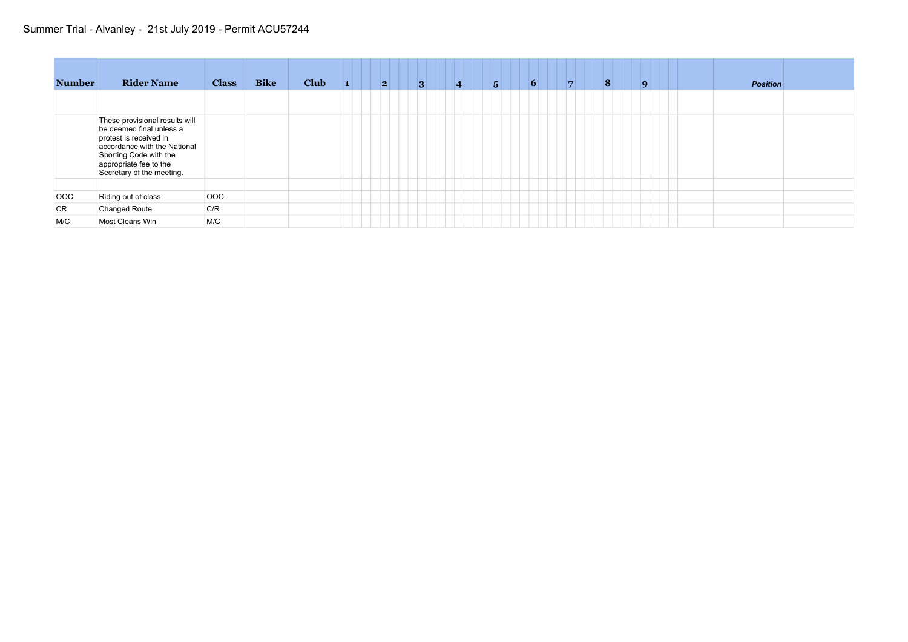# Summer Trial - Alvanley - 21st July 2019 - Permit ACU57244

| Number | Rider Name | Class | Bike | Club | 1 | 2 | 3 | 4 | 5 | 6 | 7 | 8 | 9 | | Position | |
|---|---|---|---|---|---|---|---|---|---|---|---|---|---|---|---|---|
| | | | | | | | | | | | | | | | | |
| | These provisional results will be deemed final unless a protest is received in accordance with the National Sporting Code with the appropriate fee to the Secretary of the meeting. | | | | | | | | | | | | | | | |
| | | | | | | | | | | | | | | | | |
| OOC | Riding out of class | OOC | | | | | | | | | | | | | | |
| CR | Changed Route | C/R | | | | | | | | | | | | | | |
| M/C | Most Cleans Win | M/C | | | | | | | | | | | | | | |